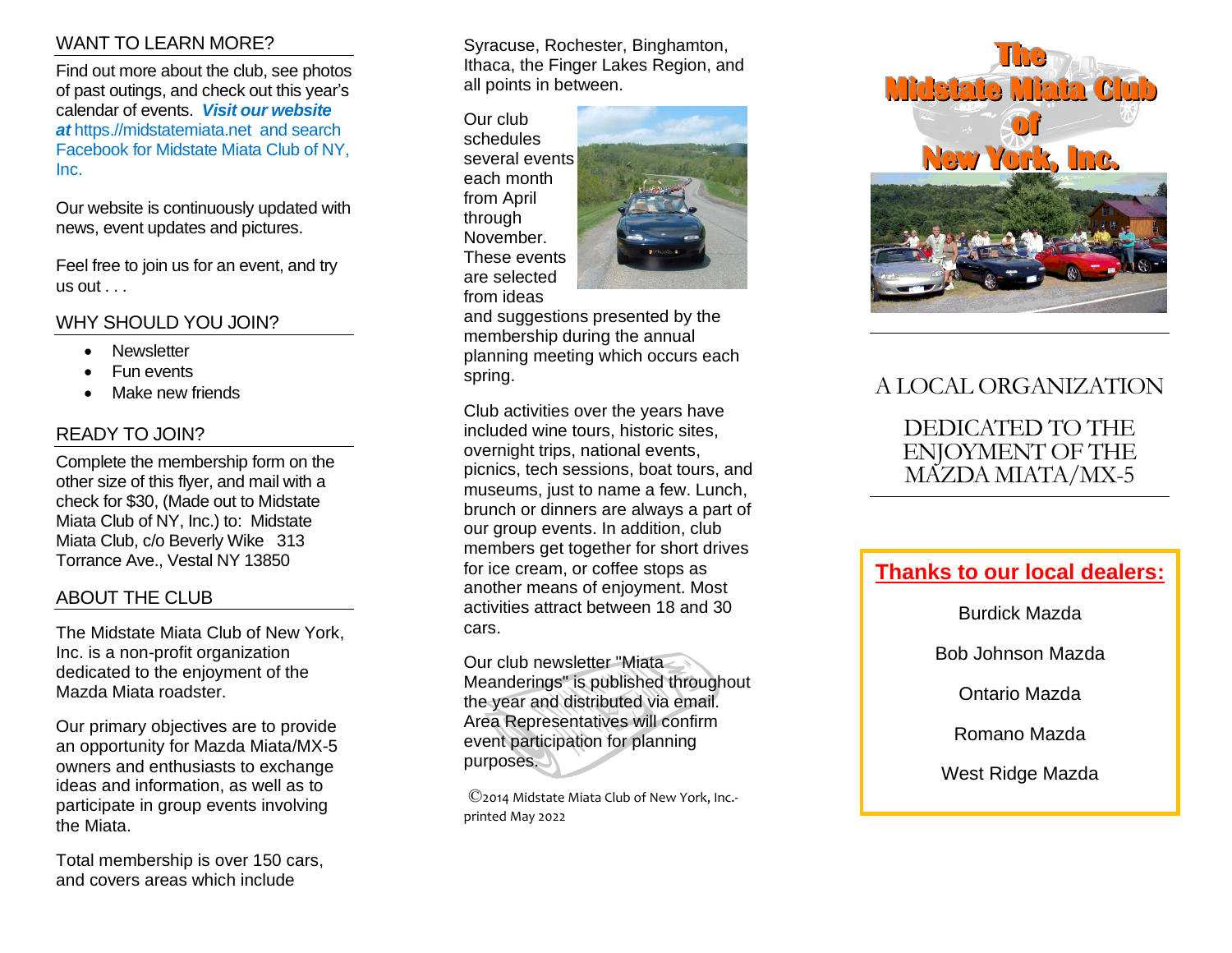## WANT TO LEARN MORE?

Find out more about the club, see photos of past outings, and check out this year's calendar of events. ***Visit our website at*** https.//midstatemiata.net and search Facebook for Midstate Miata Club of NY, Inc.

Our website is continuously updated with news, event updates and pictures.

Feel free to join us for an event, and try us out . . .

## WHY SHOULD YOU JOIN?

- Newsletter
- Fun events
- Make new friends

## READY TO JOIN?

Complete the membership form on the other size of this flyer, and mail with a check for $30, (Made out to Midstate Miata Club of NY, Inc.) to: Midstate Miata Club, c/o Beverly Wike 313 Torrance Ave., Vestal NY 13850

## ABOUT THE CLUB

The Midstate Miata Club of New York, Inc. is a non-profit organization dedicated to the enjoyment of the Mazda Miata roadster.

Our primary objectives are to provide an opportunity for Mazda Miata/MX-5 owners and enthusiasts to exchange ideas and information, as well as to participate in group events involving the Miata.

Total membership is over 150 cars, and covers areas which include Syracuse, Rochester, Binghamton, Ithaca, the Finger Lakes Region, and all points in between.

Our club schedules several events each month from April through November. These events are selected from ideas and suggestions presented by the membership during the annual planning meeting which occurs each spring.

Club activities over the years have included wine tours, historic sites, overnight trips, national events, picnics, tech sessions, boat tours, and museums, just to name a few. Lunch, brunch or dinners are always a part of our group events. In addition, club members get together for short drives for ice cream, or coffee stops as another means of enjoyment. Most activities attract between 18 and 30 cars.

Our club newsletter "Miata Meanderings" is published throughout the year and distributed via email. Area Representatives will confirm event participation for planning purposes.

©2014 Midstate Miata Club of New York, Inc.-printed May 2022

# The Midstate Miata Club of New York, Inc.

A LOCAL ORGANIZATION

DEDICATED TO THE ENJOYMENT OF THE MAZDA MIATA/MX-5

**Thanks to our local dealers:**

Burdick Mazda

Bob Johnson Mazda

Ontario Mazda

Romano Mazda

West Ridge Mazda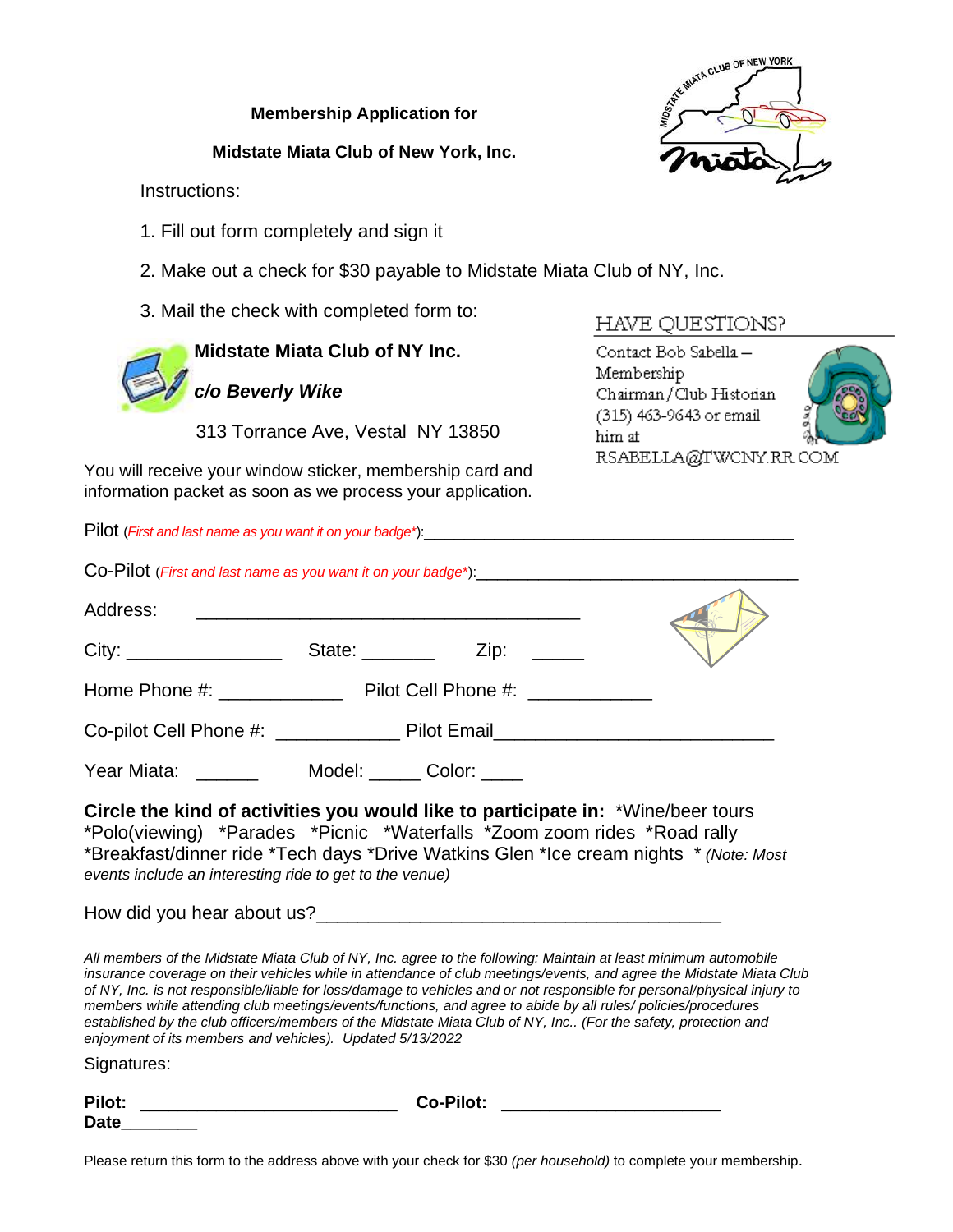**Membership Application for**

**Midstate Miata Club of New York, Inc.**

MIDSTATE MIATA CLUB OF NEW YORK

Miata

Instructions:

1. Fill out form completely and sign it
2. Make out a check for $30 payable to Midstate Miata Club of NY, Inc.
3. Mail the check with completed form to:

**Midstate Miata Club of NY Inc.**

***c/o Beverly Wike***

313 Torrance Ave, Vestal NY 13850

HAVE QUESTIONS?

Contact Bob Sabella – Membership Chairman/Club Historian (315) 463-9643 or email him at RSABELLA@TWCNY.RR.COM

You will receive your window sticker, membership card and information packet as soon as we process your application.

Pilot (*First and last name as you want it on your badge**):_______________________________________

Co-Pilot (*First and last name as you want it on your badge**):__________________________________

Address: ______________________________________

City: _______________ State: _______ Zip: _____

Home Phone #: ____________ Pilot Cell Phone #: ____________

Co-pilot Cell Phone #: ____________ Pilot Email___________________________

Year Miata: ______ Model: _____ Color: ____

**Circle the kind of activities you would like to participate in:** *Wine/beer tours *Polo(viewing) *Parades *Picnic *Waterfalls *Zoom zoom rides *Road rally *Breakfast/dinner ride *Tech days *Drive Watkins Glen *Ice cream nights * *(Note: Most events include an interesting ride to get to the venue)*

How did you hear about us?________________________________________

*All members of the Midstate Miata Club of NY, Inc. agree to the following: Maintain at least minimum automobile insurance coverage on their vehicles while in attendance of club meetings/events, and agree the Midstate Miata Club of NY, Inc. is not responsible/liable for loss/damage to vehicles and or not responsible for personal/physical injury to members while attending club meetings/events/functions, and agree to abide by all rules/ policies/procedures established by the club officers/members of the Midstate Miata Club of NY, Inc.. (For the safety, protection and enjoyment of its members and vehicles). Updated 5/13/2022*

Signatures:

**Pilot:** __________________________ **Co-Pilot:** ______________________
**Date**________

Please return this form to the address above with your check for $30 *(per household)* to complete your membership.